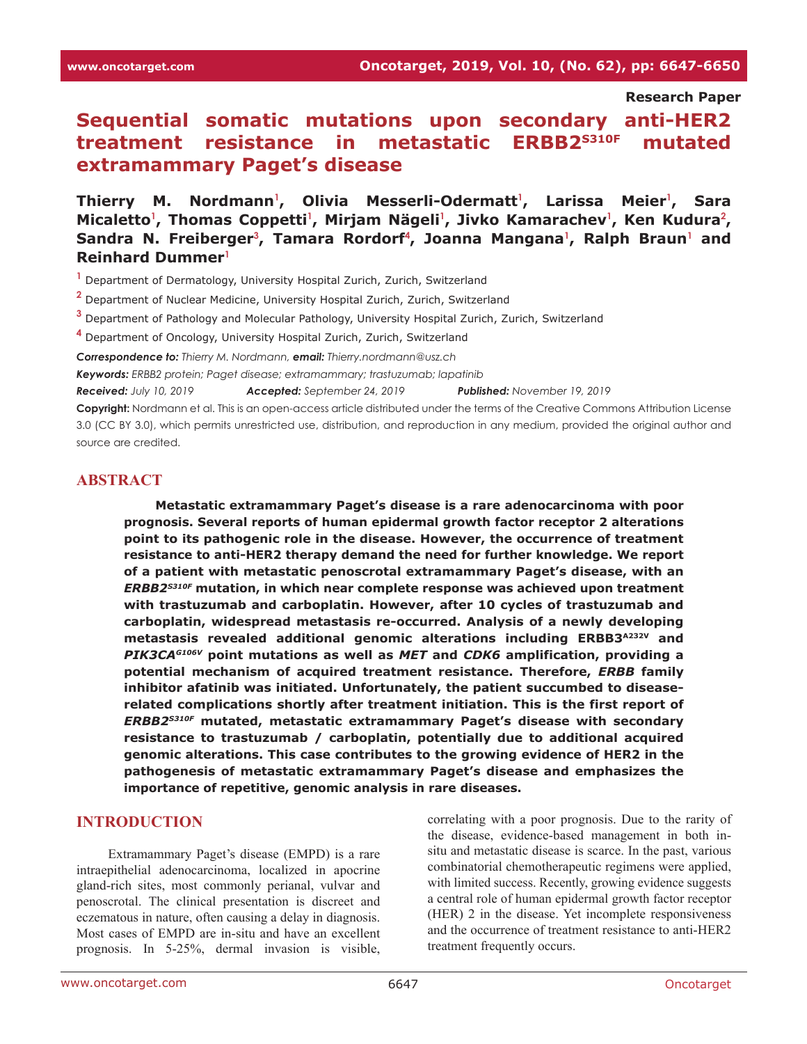**Research Paper**

# Sequential somatic mutations upon secondary anti-HER2 treatment resistance in metastatic ERBB2$^{S310F}$ mutated extramammary Paget's disease

**Thierry M. Nordmann[1], Olivia Messerli-Odermatt[1], Larissa Meier[1], Sara Micaletto[1], Thomas Coppetti[1], Mirjam Nägeli[1], Jivko Kamarachev[1], Ken Kudura[2], Sandra N. Freiberger[3], Tamara Rordorf[4], Joanna Mangana[1], Ralph Braun[1] and Reinhard Dummer[1]**

[1] Department of Dermatology, University Hospital Zurich, Zurich, Switzerland

[2] Department of Nuclear Medicine, University Hospital Zurich, Zurich, Switzerland

[3] Department of Pathology and Molecular Pathology, University Hospital Zurich, Zurich, Switzerland

[4] Department of Oncology, University Hospital Zurich, Zurich, Switzerland

***Correspondence to:*** *Thierry M. Nordmann,* ***email:*** *Thierry.nordmann@usz.ch*

***Keywords:*** *ERBB2 protein; Paget disease; extramammary; trastuzumab; lapatinib*

***Received:*** *July 10, 2019* ***Accepted:*** *September 24, 2019* ***Published:*** *November 19, 2019*

**Copyright:** Nordmann et al. This is an open-access article distributed under the terms of the Creative Commons Attribution License 3.0 (CC BY 3.0), which permits unrestricted use, distribution, and reproduction in any medium, provided the original author and source are credited.

## ABSTRACT

**Metastatic extramammary Paget's disease is a rare adenocarcinoma with poor prognosis. Several reports of human epidermal growth factor receptor 2 alterations point to its pathogenic role in the disease. However, the occurrence of treatment resistance to anti-HER2 therapy demand the need for further knowledge. We report of a patient with metastatic penoscrotal extramammary Paget's disease, with an *ERBB2$^{S310F}$* mutation, in which near complete response was achieved upon treatment with trastuzumab and carboplatin. However, after 10 cycles of trastuzumab and carboplatin, widespread metastasis re-occurred. Analysis of a newly developing metastasis revealed additional genomic alterations including ERBB3$^{A232V}$ and *PIK3CA$^{G106V}$* point mutations as well as *MET* and *CDK6* amplification, providing a potential mechanism of acquired treatment resistance. Therefore, *ERBB* family inhibitor afatinib was initiated. Unfortunately, the patient succumbed to disease-related complications shortly after treatment initiation. This is the first report of *ERBB2$^{S310F}$* mutated, metastatic extramammary Paget's disease with secondary resistance to trastuzumab / carboplatin, potentially due to additional acquired genomic alterations. This case contributes to the growing evidence of HER2 in the pathogenesis of metastatic extramammary Paget's disease and emphasizes the importance of repetitive, genomic analysis in rare diseases.**

## INTRODUCTION

Extramammary Paget's disease (EMPD) is a rare intraepithelial adenocarcinoma, localized in apocrine gland-rich sites, most commonly perianal, vulvar and penoscrotal. The clinical presentation is discreet and eczematous in nature, often causing a delay in diagnosis. Most cases of EMPD are in-situ and have an excellent prognosis. In 5-25%, dermal invasion is visible, correlating with a poor prognosis. Due to the rarity of the disease, evidence-based management in both in-situ and metastatic disease is scarce. In the past, various combinatorial chemotherapeutic regimens were applied, with limited success. Recently, growing evidence suggests a central role of human epidermal growth factor receptor (HER) 2 in the disease. Yet incomplete responsiveness and the occurrence of treatment resistance to anti-HER2 treatment frequently occurs.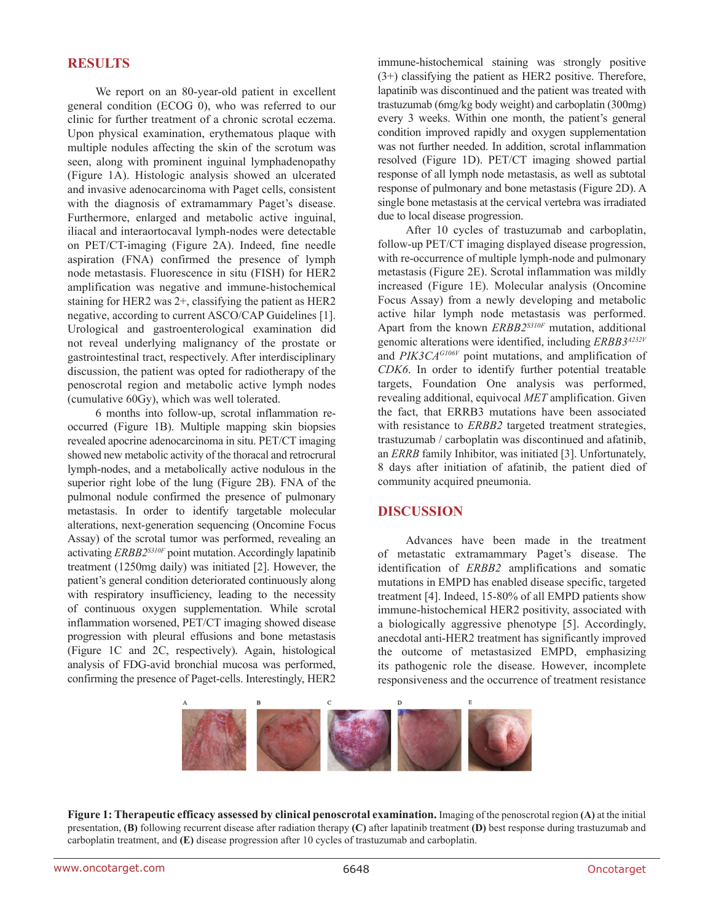## RESULTS

We report on an 80-year-old patient in excellent general condition (ECOG 0), who was referred to our clinic for further treatment of a chronic scrotal eczema. Upon physical examination, erythematous plaque with multiple nodules affecting the skin of the scrotum was seen, along with prominent inguinal lymphadenopathy (Figure 1A). Histologic analysis showed an ulcerated and invasive adenocarcinoma with Paget cells, consistent with the diagnosis of extramammary Paget's disease. Furthermore, enlarged and metabolic active inguinal, iliacal and interaortocaval lymph-nodes were detectable on PET/CT-imaging (Figure 2A). Indeed, fine needle aspiration (FNA) confirmed the presence of lymph node metastasis. Fluorescence in situ (FISH) for HER2 amplification was negative and immune-histochemical staining for HER2 was 2+, classifying the patient as HER2 negative, according to current ASCO/CAP Guidelines [1]. Urological and gastroenterological examination did not reveal underlying malignancy of the prostate or gastrointestinal tract, respectively. After interdisciplinary discussion, the patient was opted for radiotherapy of the penoscrotal region and metabolic active lymph nodes (cumulative 60Gy), which was well tolerated.

6 months into follow-up, scrotal inflammation re-occurred (Figure 1B). Multiple mapping skin biopsies revealed apocrine adenocarcinoma in situ. PET/CT imaging showed new metabolic activity of the thoracal and retrocrural lymph-nodes, and a metabolically active nodulous in the superior right lobe of the lung (Figure 2B). FNA of the pulmonal nodule confirmed the presence of pulmonary metastasis. In order to identify targetable molecular alterations, next-generation sequencing (Oncomine Focus Assay) of the scrotal tumor was performed, revealing an activating *ERBB2*$^{S310F}$ point mutation. Accordingly lapatinib treatment (1250mg daily) was initiated [2]. However, the patient's general condition deteriorated continuously along with respiratory insufficiency, leading to the necessity of continuous oxygen supplementation. While scrotal inflammation worsened, PET/CT imaging showed disease progression with pleural effusions and bone metastasis (Figure 1C and 2C, respectively). Again, histological analysis of FDG-avid bronchial mucosa was performed, confirming the presence of Paget-cells. Interestingly, HER2 immune-histochemical staining was strongly positive (3+) classifying the patient as HER2 positive. Therefore, lapatinib was discontinued and the patient was treated with trastuzumab (6mg/kg body weight) and carboplatin (300mg) every 3 weeks. Within one month, the patient's general condition improved rapidly and oxygen supplementation was not further needed. In addition, scrotal inflammation resolved (Figure 1D). PET/CT imaging showed partial response of all lymph node metastasis, as well as subtotal response of pulmonary and bone metastasis (Figure 2D). A single bone metastasis at the cervical vertebra was irradiated due to local disease progression.

After 10 cycles of trastuzumab and carboplatin, follow-up PET/CT imaging displayed disease progression, with re-occurrence of multiple lymph-node and pulmonary metastasis (Figure 2E). Scrotal inflammation was mildly increased (Figure 1E). Molecular analysis (Oncomine Focus Assay) from a newly developing and metabolic active hilar lymph node metastasis was performed. Apart from the known *ERBB2*$^{S310F}$ mutation, additional genomic alterations were identified, including *ERBB3*$^{A232V}$ and *PIK3CA*$^{G106V}$ point mutations, and amplification of *CDK6*. In order to identify further potential treatable targets, Foundation One analysis was performed, revealing additional, equivocal *MET* amplification. Given the fact, that ERRB3 mutations have been associated with resistance to *ERBB2* targeted treatment strategies, trastuzumab / carboplatin was discontinued and afatinib, an *ERRB* family Inhibitor, was initiated [3]. Unfortunately, 8 days after initiation of afatinib, the patient died of community acquired pneumonia.

## DISCUSSION

Advances have been made in the treatment of metastatic extramammary Paget's disease. The identification of *ERBB2* amplifications and somatic mutations in EMPD has enabled disease specific, targeted treatment [4]. Indeed, 15-80% of all EMPD patients show immune-histochemical HER2 positivity, associated with a biologically aggressive phenotype [5]. Accordingly, anecdotal anti-HER2 treatment has significantly improved the outcome of metastasized EMPD, emphasizing its pathogenic role the disease. However, incomplete responsiveness and the occurrence of treatment resistance

**Figure 1: Therapeutic efficacy assessed by clinical penoscrotal examination.** Imaging of the penoscrotal region **(A)** at the initial presentation, **(B)** following recurrent disease after radiation therapy **(C)** after lapatinib treatment **(D)** best response during trastuzumab and carboplatin treatment, and **(E)** disease progression after 10 cycles of trastuzumab and carboplatin.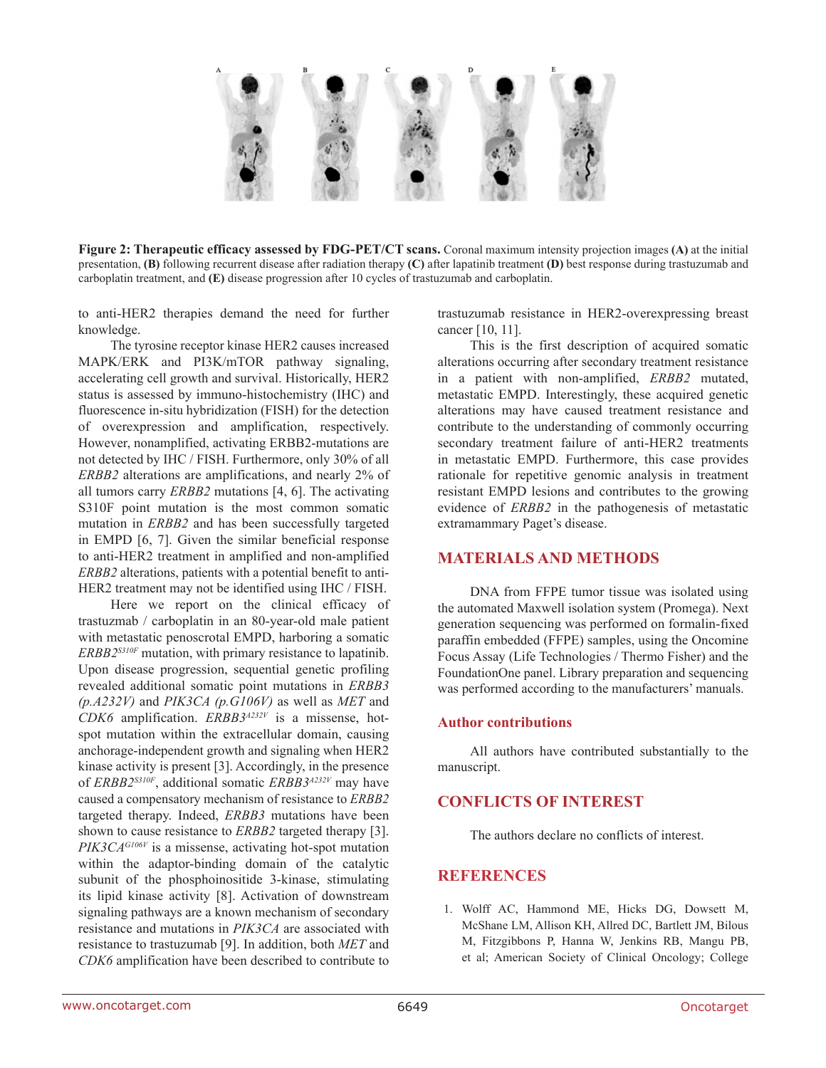**Figure 2: Therapeutic efficacy assessed by FDG-PET/CT scans.** Coronal maximum intensity projection images **(A)** at the initial presentation, **(B)** following recurrent disease after radiation therapy **(C)** after lapatinib treatment **(D)** best response during trastuzumab and carboplatin treatment, and **(E)** disease progression after 10 cycles of trastuzumab and carboplatin.

to anti-HER2 therapies demand the need for further knowledge.

The tyrosine receptor kinase HER2 causes increased MAPK/ERK and PI3K/mTOR pathway signaling, accelerating cell growth and survival. Historically, HER2 status is assessed by immuno-histochemistry (IHC) and fluorescence in-situ hybridization (FISH) for the detection of overexpression and amplification, respectively. However, nonamplified, activating ERBB2-mutations are not detected by IHC / FISH. Furthermore, only 30% of all *ERBB2* alterations are amplifications, and nearly 2% of all tumors carry *ERBB2* mutations [4, 6]. The activating S310F point mutation is the most common somatic mutation in *ERBB2* and has been successfully targeted in EMPD [6, 7]. Given the similar beneficial response to anti-HER2 treatment in amplified and non-amplified *ERBB2* alterations, patients with a potential benefit to anti-HER2 treatment may not be identified using IHC / FISH.

Here we report on the clinical efficacy of trastuzmab / carboplatin in an 80-year-old male patient with metastatic penoscrotal EMPD, harboring a somatic *ERBB2*$^{S310F}$ mutation, with primary resistance to lapatinib. Upon disease progression, sequential genetic profiling revealed additional somatic point mutations in *ERBB3 (p.A232V)* and *PIK3CA (p.G106V)* as well as *MET* and *CDK6* amplification. *ERBB3*$^{A232V}$ is a missense, hot-spot mutation within the extracellular domain, causing anchorage-independent growth and signaling when HER2 kinase activity is present [3]. Accordingly, in the presence of *ERBB2*$^{S310F}$, additional somatic *ERBB3*$^{A232V}$ may have caused a compensatory mechanism of resistance to *ERBB2* targeted therapy. Indeed, *ERBB3* mutations have been shown to cause resistance to *ERBB2* targeted therapy [3]. *PIK3CA*$^{G106V}$ is a missense, activating hot-spot mutation within the adaptor-binding domain of the catalytic subunit of the phosphoinositide 3-kinase, stimulating its lipid kinase activity [8]. Activation of downstream signaling pathways are a known mechanism of secondary resistance and mutations in *PIK3CA* are associated with resistance to trastuzumab [9]. In addition, both *MET* and *CDK6* amplification have been described to contribute to trastuzumab resistance in HER2-overexpressing breast cancer [10, 11].

This is the first description of acquired somatic alterations occurring after secondary treatment resistance in a patient with non-amplified, *ERBB2* mutated, metastatic EMPD. Interestingly, these acquired genetic alterations may have caused treatment resistance and contribute to the understanding of commonly occurring secondary treatment failure of anti-HER2 treatments in metastatic EMPD. Furthermore, this case provides rationale for repetitive genomic analysis in treatment resistant EMPD lesions and contributes to the growing evidence of *ERBB2* in the pathogenesis of metastatic extramammary Paget's disease.

## MATERIALS AND METHODS

DNA from FFPE tumor tissue was isolated using the automated Maxwell isolation system (Promega). Next generation sequencing was performed on formalin-fixed paraffin embedded (FFPE) samples, using the Oncomine Focus Assay (Life Technologies / Thermo Fisher) and the FoundationOne panel. Library preparation and sequencing was performed according to the manufacturers' manuals.

### Author contributions

All authors have contributed substantially to the manuscript.

## CONFLICTS OF INTEREST

The authors declare no conflicts of interest.

## REFERENCES

1. Wolff AC, Hammond ME, Hicks DG, Dowsett M, McShane LM, Allison KH, Allred DC, Bartlett JM, Bilous M, Fitzgibbons P, Hanna W, Jenkins RB, Mangu PB, et al; American Society of Clinical Oncology; College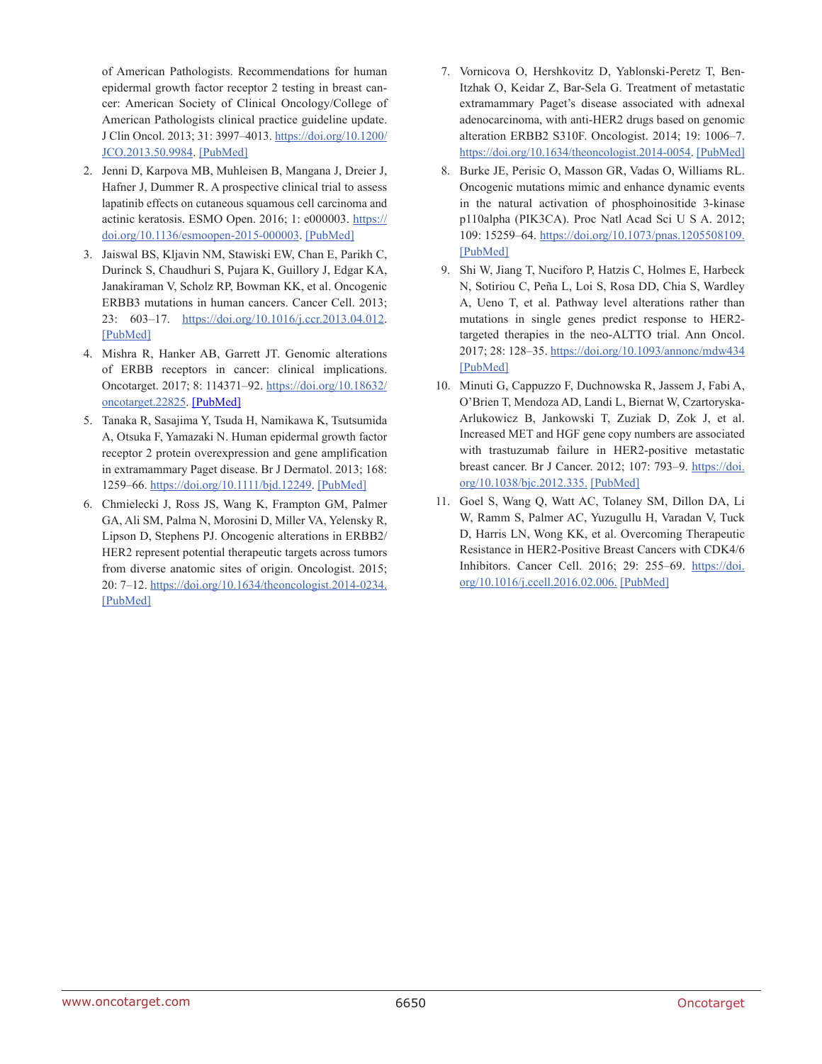of American Pathologists. Recommendations for human epidermal growth factor receptor 2 testing in breast cancer: American Society of Clinical Oncology/College of American Pathologists clinical practice guideline update. J Clin Oncol. 2013; 31: 3997–4013. https://doi.org/10.1200/JCO.2013.50.9984. [PubMed]

2. Jenni D, Karpova MB, Muhleisen B, Mangana J, Dreier J, Hafner J, Dummer R. A prospective clinical trial to assess lapatinib effects on cutaneous squamous cell carcinoma and actinic keratosis. ESMO Open. 2016; 1: e000003. https://doi.org/10.1136/esmoopen-2015-000003. [PubMed]

3. Jaiswal BS, Kljavin NM, Stawiski EW, Chan E, Parikh C, Durinck S, Chaudhuri S, Pujara K, Guillory J, Edgar KA, Janakiraman V, Scholz RP, Bowman KK, et al. Oncogenic ERBB3 mutations in human cancers. Cancer Cell. 2013; 23: 603–17. https://doi.org/10.1016/j.ccr.2013.04.012. [PubMed]

4. Mishra R, Hanker AB, Garrett JT. Genomic alterations of ERBB receptors in cancer: clinical implications. Oncotarget. 2017; 8: 114371–92. https://doi.org/10.18632/oncotarget.22825. [PubMed]

5. Tanaka R, Sasajima Y, Tsuda H, Namikawa K, Tsutsumida A, Otsuka F, Yamazaki N. Human epidermal growth factor receptor 2 protein overexpression and gene amplification in extramammary Paget disease. Br J Dermatol. 2013; 168: 1259–66. https://doi.org/10.1111/bjd.12249. [PubMed]

6. Chmielecki J, Ross JS, Wang K, Frampton GM, Palmer GA, Ali SM, Palma N, Morosini D, Miller VA, Yelensky R, Lipson D, Stephens PJ. Oncogenic alterations in ERBB2/HER2 represent potential therapeutic targets across tumors from diverse anatomic sites of origin. Oncologist. 2015; 20: 7–12. https://doi.org/10.1634/theoncologist.2014-0234. [PubMed]

7. Vornicova O, Hershkovitz D, Yablonski-Peretz T, Ben-Itzhak O, Keidar Z, Bar-Sela G. Treatment of metastatic extramammary Paget's disease associated with adnexal adenocarcinoma, with anti-HER2 drugs based on genomic alteration ERBB2 S310F. Oncologist. 2014; 19: 1006–7. https://doi.org/10.1634/theoncologist.2014-0054. [PubMed]

8. Burke JE, Perisic O, Masson GR, Vadas O, Williams RL. Oncogenic mutations mimic and enhance dynamic events in the natural activation of phosphoinositide 3-kinase p110alpha (PIK3CA). Proc Natl Acad Sci U S A. 2012; 109: 15259–64. https://doi.org/10.1073/pnas.1205508109. [PubMed]

9. Shi W, Jiang T, Nuciforo P, Hatzis C, Holmes E, Harbeck N, Sotiriou C, Peña L, Loi S, Rosa DD, Chia S, Wardley A, Ueno T, et al. Pathway level alterations rather than mutations in single genes predict response to HER2-targeted therapies in the neo-ALTTO trial. Ann Oncol. 2017; 28: 128–35. https://doi.org/10.1093/annonc/mdw434 [PubMed]

10. Minuti G, Cappuzzo F, Duchnowska R, Jassem J, Fabi A, O'Brien T, Mendoza AD, Landi L, Biernat W, Czartoryska-Arlukowicz B, Jankowski T, Zuziak D, Zok J, et al. Increased MET and HGF gene copy numbers are associated with trastuzumab failure in HER2-positive metastatic breast cancer. Br J Cancer. 2012; 107: 793–9. https://doi.org/10.1038/bjc.2012.335. [PubMed]

11. Goel S, Wang Q, Watt AC, Tolaney SM, Dillon DA, Li W, Ramm S, Palmer AC, Yuzugullu H, Varadan V, Tuck D, Harris LN, Wong KK, et al. Overcoming Therapeutic Resistance in HER2-Positive Breast Cancers with CDK4/6 Inhibitors. Cancer Cell. 2016; 29: 255–69. https://doi.org/10.1016/j.ccell.2016.02.006. [PubMed]